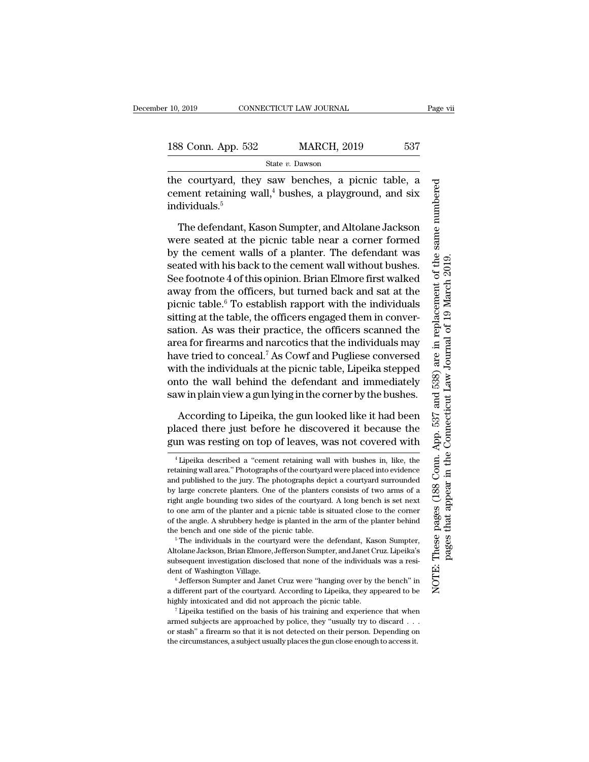the courtyard, they saw benches, a picnic table, a cement retaining wall,[4] bushes, a playground, and six individuals.[5]

The defendant, Kason Sumpter, and Altolane Jackson were seated at the picnic table near a corner formed by the cement walls of a planter. The defendant was seated with his back to the cement wall without bushes. See footnote 4 of this opinion. Brian Elmore first walked away from the officers, but turned back and sat at the picnic table.[6] To establish rapport with the individuals sitting at the table, the officers engaged them in conversation. As was their practice, the officers scanned the area for firearms and narcotics that the individuals may have tried to conceal.[7] As Cowf and Pugliese conversed with the individuals at the picnic table, Lipeika stepped onto the wall behind the defendant and immediately saw in plain view a gun lying in the corner by the bushes.

According to Lipeika, the gun looked like it had been placed there just before he discovered it because the gun was resting on top of leaves, was not covered with

[4] Lipeika described a "cement retaining wall with bushes in, like, the retaining wall area." Photographs of the courtyard were placed into evidence and published to the jury. The photographs depict a courtyard surrounded by large concrete planters. One of the planters consists of two arms of a right angle bounding two sides of the courtyard. A long bench is set next to one arm of the planter and a picnic table is situated close to the corner of the angle. A shrubbery hedge is planted in the arm of the planter behind the bench and one side of the picnic table.

[5] The individuals in the courtyard were the defendant, Kason Sumpter, Altolane Jackson, Brian Elmore, Jefferson Sumpter, and Janet Cruz. Lipeika's subsequent investigation disclosed that none of the individuals was a resident of Washington Village.

[6] Jefferson Sumpter and Janet Cruz were "hanging over by the bench" in a different part of the courtyard. According to Lipeika, they appeared to be highly intoxicated and did not approach the picnic table.

[7] Lipeika testified on the basis of his training and experience that when armed subjects are approached by police, they "usually try to discard . . . or stash" a firearm so that it is not detected on their person. Depending on the circumstances, a subject usually places the gun close enough to access it.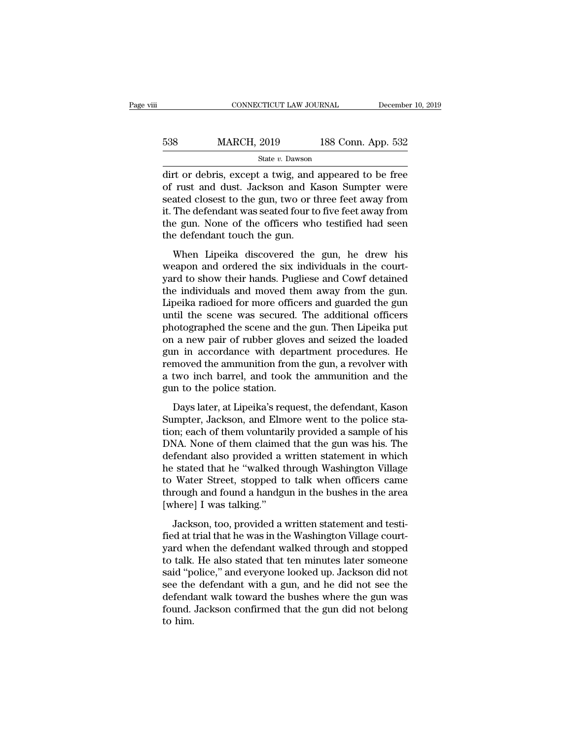dirt or debris, except a twig, and appeared to be free of rust and dust. Jackson and Kason Sumpter were seated closest to the gun, two or three feet away from it. The defendant was seated four to five feet away from the gun. None of the officers who testified had seen the defendant touch the gun.

When Lipeika discovered the gun, he drew his weapon and ordered the six individuals in the courtyard to show their hands. Pugliese and Cowf detained the individuals and moved them away from the gun. Lipeika radioed for more officers and guarded the gun until the scene was secured. The additional officers photographed the scene and the gun. Then Lipeika put on a new pair of rubber gloves and seized the loaded gun in accordance with department procedures. He removed the ammunition from the gun, a revolver with a two inch barrel, and took the ammunition and the gun to the police station.

Days later, at Lipeika's request, the defendant, Kason Sumpter, Jackson, and Elmore went to the police station; each of them voluntarily provided a sample of his DNA. None of them claimed that the gun was his. The defendant also provided a written statement in which he stated that he "walked through Washington Village to Water Street, stopped to talk when officers came through and found a handgun in the bushes in the area [where] I was talking."

Jackson, too, provided a written statement and testified at trial that he was in the Washington Village courtyard when the defendant walked through and stopped to talk. He also stated that ten minutes later someone said "police," and everyone looked up. Jackson did not see the defendant with a gun, and he did not see the defendant walk toward the bushes where the gun was found. Jackson confirmed that the gun did not belong to him.